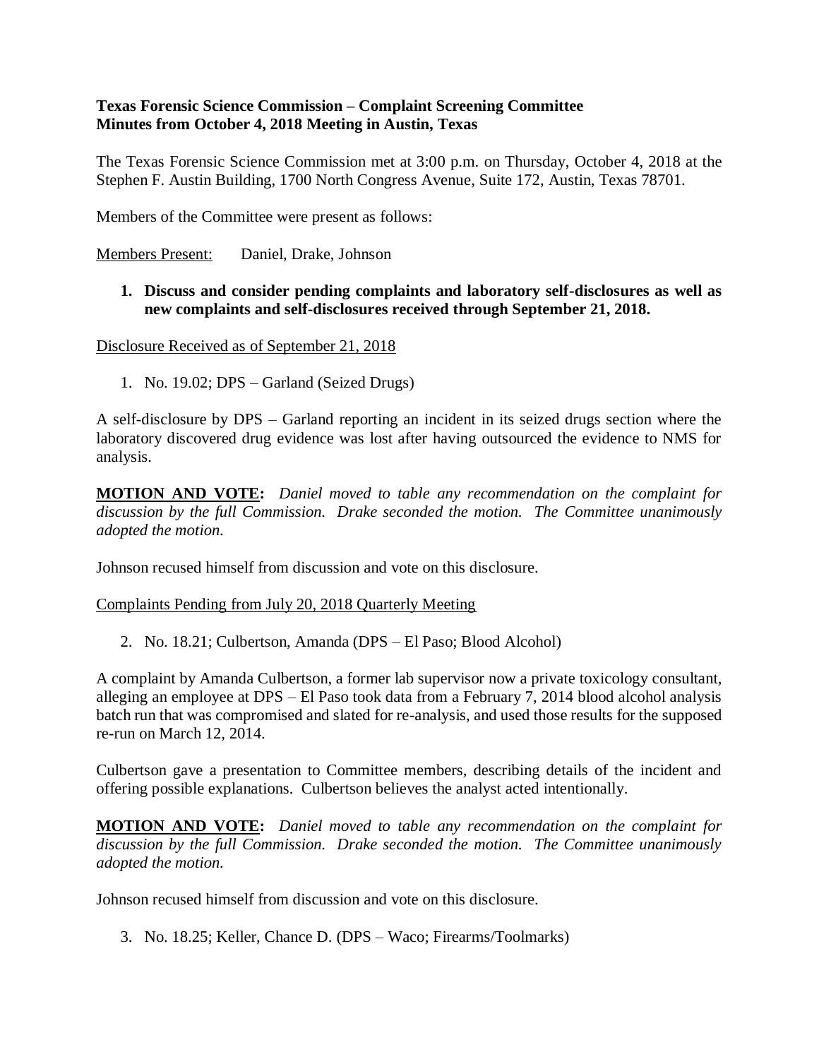**Texas Forensic Science Commission – Complaint Screening Committee**
**Minutes from October 4, 2018 Meeting in Austin, Texas**

The Texas Forensic Science Commission met at 3:00 p.m. on Thursday, October 4, 2018 at the Stephen F. Austin Building, 1700 North Congress Avenue, Suite 172, Austin, Texas 78701.

Members of the Committee were present as follows:

Members Present: Daniel, Drake, Johnson

1. **Discuss and consider pending complaints and laboratory self-disclosures as well as new complaints and self-disclosures received through September 21, 2018.**

Disclosure Received as of September 21, 2018

1. No. 19.02; DPS – Garland (Seized Drugs)

A self-disclosure by DPS – Garland reporting an incident in its seized drugs section where the laboratory discovered drug evidence was lost after having outsourced the evidence to NMS for analysis.

**MOTION AND VOTE:** *Daniel moved to table any recommendation on the complaint for discussion by the full Commission. Drake seconded the motion. The Committee unanimously adopted the motion.*

Johnson recused himself from discussion and vote on this disclosure.

Complaints Pending from July 20, 2018 Quarterly Meeting

2. No. 18.21; Culbertson, Amanda (DPS – El Paso; Blood Alcohol)

A complaint by Amanda Culbertson, a former lab supervisor now a private toxicology consultant, alleging an employee at DPS – El Paso took data from a February 7, 2014 blood alcohol analysis batch run that was compromised and slated for re-analysis, and used those results for the supposed re-run on March 12, 2014.

Culbertson gave a presentation to Committee members, describing details of the incident and offering possible explanations. Culbertson believes the analyst acted intentionally.

**MOTION AND VOTE:** *Daniel moved to table any recommendation on the complaint for discussion by the full Commission. Drake seconded the motion. The Committee unanimously adopted the motion.*

Johnson recused himself from discussion and vote on this disclosure.

3. No. 18.25; Keller, Chance D. (DPS – Waco; Firearms/Toolmarks)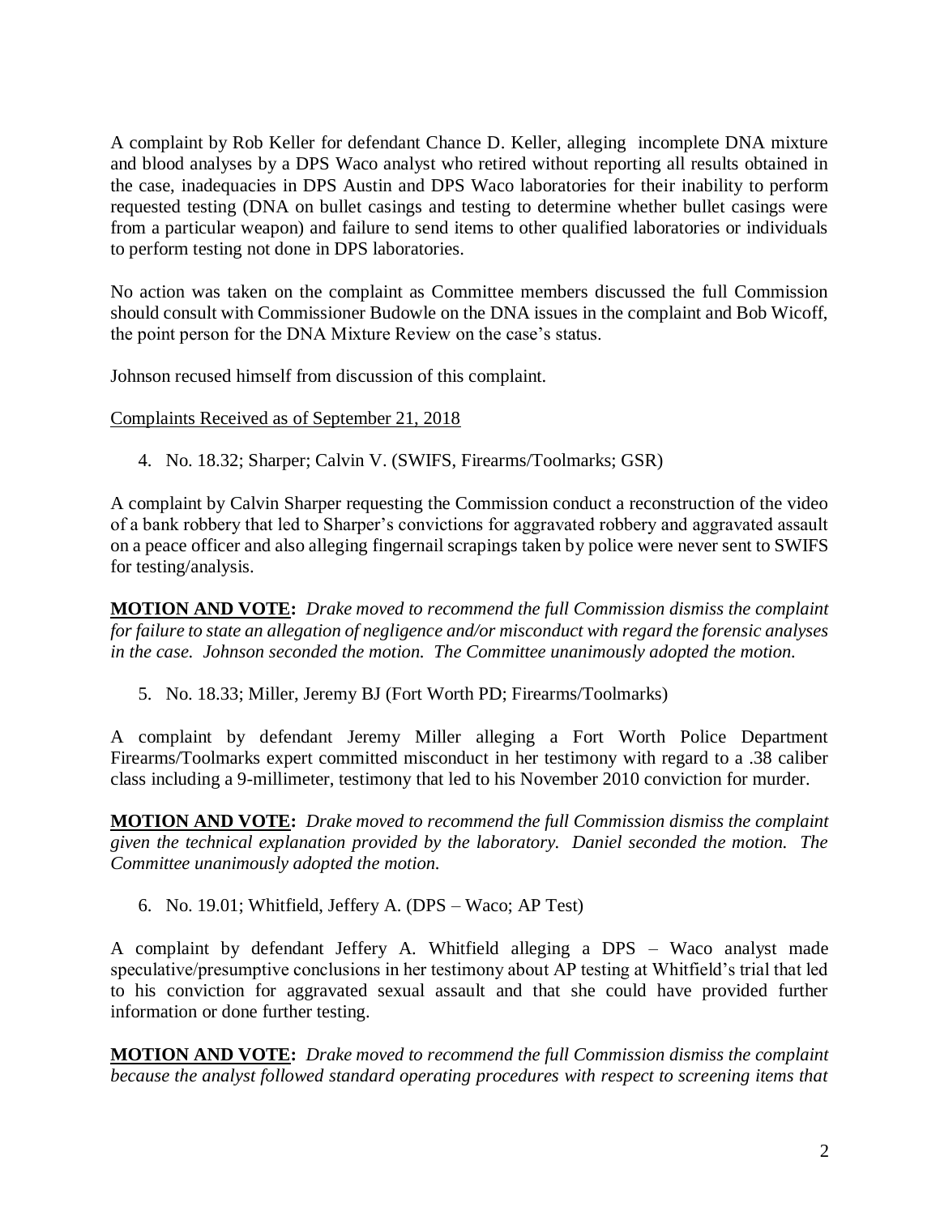A complaint by Rob Keller for defendant Chance D. Keller, alleging incomplete DNA mixture and blood analyses by a DPS Waco analyst who retired without reporting all results obtained in the case, inadequacies in DPS Austin and DPS Waco laboratories for their inability to perform requested testing (DNA on bullet casings and testing to determine whether bullet casings were from a particular weapon) and failure to send items to other qualified laboratories or individuals to perform testing not done in DPS laboratories.

No action was taken on the complaint as Committee members discussed the full Commission should consult with Commissioner Budowle on the DNA issues in the complaint and Bob Wicoff, the point person for the DNA Mixture Review on the case's status.

Johnson recused himself from discussion of this complaint.

Complaints Received as of September 21, 2018

4. No. 18.32; Sharper; Calvin V. (SWIFS, Firearms/Toolmarks; GSR)

A complaint by Calvin Sharper requesting the Commission conduct a reconstruction of the video of a bank robbery that led to Sharper's convictions for aggravated robbery and aggravated assault on a peace officer and also alleging fingernail scrapings taken by police were never sent to SWIFS for testing/analysis.

**MOTION AND VOTE:** *Drake moved to recommend the full Commission dismiss the complaint for failure to state an allegation of negligence and/or misconduct with regard the forensic analyses in the case. Johnson seconded the motion. The Committee unanimously adopted the motion.*

5. No. 18.33; Miller, Jeremy BJ (Fort Worth PD; Firearms/Toolmarks)

A complaint by defendant Jeremy Miller alleging a Fort Worth Police Department Firearms/Toolmarks expert committed misconduct in her testimony with regard to a .38 caliber class including a 9-millimeter, testimony that led to his November 2010 conviction for murder.

**MOTION AND VOTE:** *Drake moved to recommend the full Commission dismiss the complaint given the technical explanation provided by the laboratory. Daniel seconded the motion. The Committee unanimously adopted the motion.*

6. No. 19.01; Whitfield, Jeffery A. (DPS – Waco; AP Test)

A complaint by defendant Jeffery A. Whitfield alleging a DPS – Waco analyst made speculative/presumptive conclusions in her testimony about AP testing at Whitfield's trial that led to his conviction for aggravated sexual assault and that she could have provided further information or done further testing.

**MOTION AND VOTE:** *Drake moved to recommend the full Commission dismiss the complaint because the analyst followed standard operating procedures with respect to screening items that*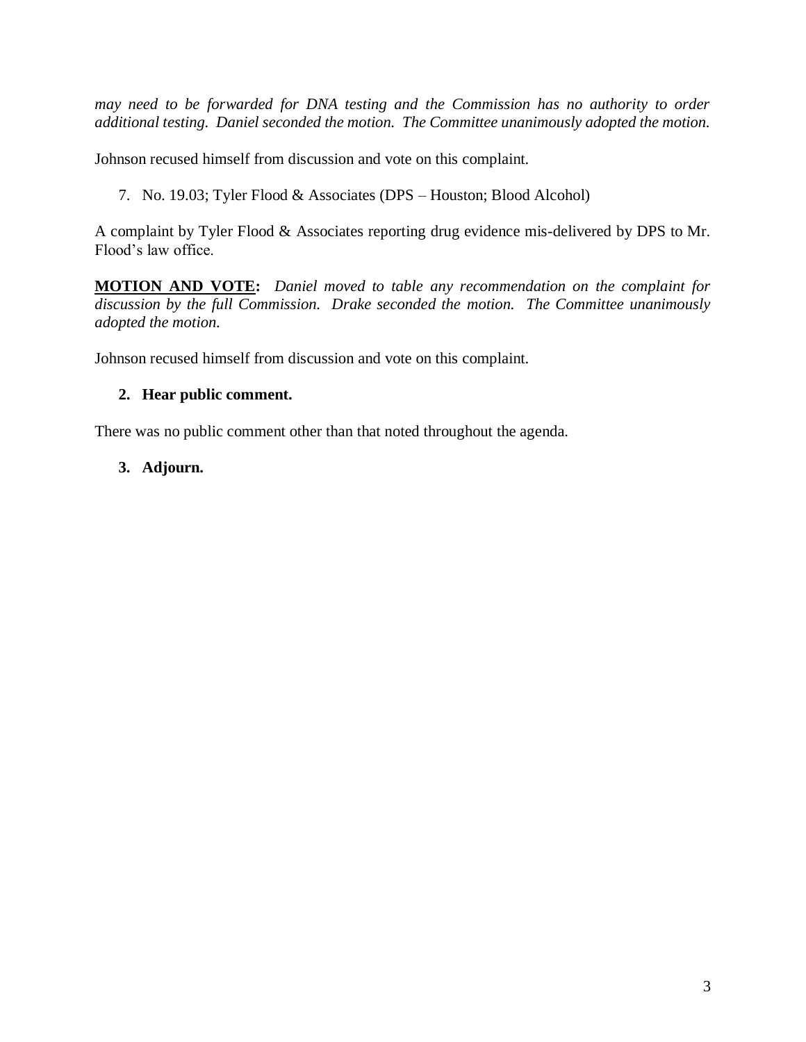*may need to be forwarded for DNA testing and the Commission has no authority to order additional testing. Daniel seconded the motion. The Committee unanimously adopted the motion.*

Johnson recused himself from discussion and vote on this complaint.

7. No. 19.03; Tyler Flood & Associates (DPS – Houston; Blood Alcohol)

A complaint by Tyler Flood & Associates reporting drug evidence mis-delivered by DPS to Mr. Flood's law office.

**MOTION AND VOTE:** *Daniel moved to table any recommendation on the complaint for discussion by the full Commission. Drake seconded the motion. The Committee unanimously adopted the motion.*

Johnson recused himself from discussion and vote on this complaint.

**2. Hear public comment.**

There was no public comment other than that noted throughout the agenda.

**3. Adjourn.**